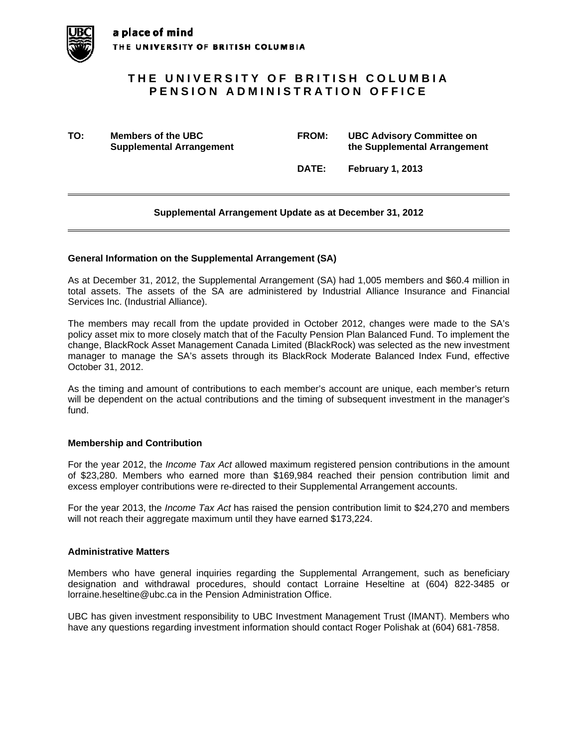a place of mind
THE UNIVERSITY OF BRITISH COLUMBIA

# THE UNIVERSITY OF BRITISH COLUMBIA PENSION ADMINISTRATION OFFICE

| | | | |
|---|---|---|---|
| **TO:** | **Members of the UBC Supplemental Arrangement** | **FROM:** | **UBC Advisory Committee on the Supplemental Arrangement** |
| | | **DATE:** | **February 1, 2013** |

---

**Supplemental Arrangement Update as at December 31, 2012**

---

### General Information on the Supplemental Arrangement (SA)

As at December 31, 2012, the Supplemental Arrangement (SA) had 1,005 members and $60.4 million in total assets. The assets of the SA are administered by Industrial Alliance Insurance and Financial Services Inc. (Industrial Alliance).

The members may recall from the update provided in October 2012, changes were made to the SA's policy asset mix to more closely match that of the Faculty Pension Plan Balanced Fund. To implement the change, BlackRock Asset Management Canada Limited (BlackRock) was selected as the new investment manager to manage the SA's assets through its BlackRock Moderate Balanced Index Fund, effective October 31, 2012.

As the timing and amount of contributions to each member's account are unique, each member's return will be dependent on the actual contributions and the timing of subsequent investment in the manager's fund.

### Membership and Contribution

For the year 2012, the *Income Tax Act* allowed maximum registered pension contributions in the amount of $23,280. Members who earned more than $169,984 reached their pension contribution limit and excess employer contributions were re-directed to their Supplemental Arrangement accounts.

For the year 2013, the *Income Tax Act* has raised the pension contribution limit to $24,270 and members will not reach their aggregate maximum until they have earned $173,224.

### Administrative Matters

Members who have general inquiries regarding the Supplemental Arrangement, such as beneficiary designation and withdrawal procedures, should contact Lorraine Heseltine at (604) 822-3485 or lorraine.heseltine@ubc.ca in the Pension Administration Office.

UBC has given investment responsibility to UBC Investment Management Trust (IMANT). Members who have any questions regarding investment information should contact Roger Polishak at (604) 681-7858.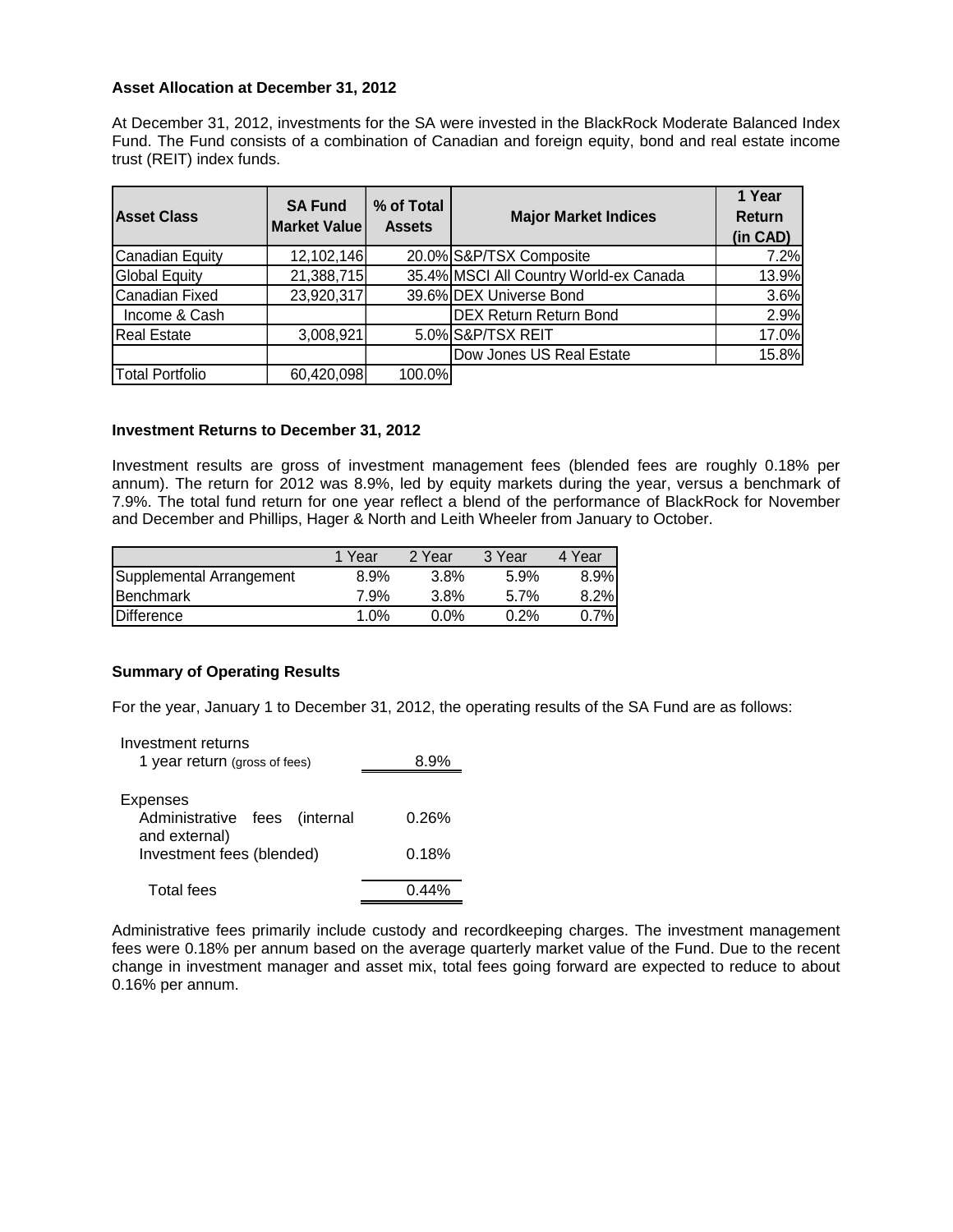### Asset Allocation at December 31, 2012

At December 31, 2012, investments for the SA were invested in the BlackRock Moderate Balanced Index Fund. The Fund consists of a combination of Canadian and foreign equity, bond and real estate income trust (REIT) index funds.

| Asset Class | SA Fund Market Value | % of Total Assets | Major Market Indices | 1 Year Return (in CAD) |
|---|---|---|---|---|
| Canadian Equity | 12,102,146 | 20.0% | S&P/TSX Composite | 7.2% |
| Global Equity | 21,388,715 | 35.4% | MSCI All Country World-ex Canada | 13.9% |
| Canadian Fixed | 23,920,317 | 39.6% | DEX Universe Bond | 3.6% |
| Income & Cash | | | DEX Return Return Bond | 2.9% |
| Real Estate | 3,008,921 | 5.0% | S&P/TSX REIT | 17.0% |
| | | | Dow Jones US Real Estate | 15.8% |
| Total Portfolio | 60,420,098 | 100.0% | | |

### Investment Returns to December 31, 2012

Investment results are gross of investment management fees (blended fees are roughly 0.18% per annum). The return for 2012 was 8.9%, led by equity markets during the year, versus a benchmark of 7.9%. The total fund return for one year reflect a blend of the performance of BlackRock for November and December and Phillips, Hager & North and Leith Wheeler from January to October.

| | 1 Year | 2 Year | 3 Year | 4 Year |
|---|---|---|---|---|
| Supplemental Arrangement | 8.9% | 3.8% | 5.9% | 8.9% |
| Benchmark | 7.9% | 3.8% | 5.7% | 8.2% |
| Difference | 1.0% | 0.0% | 0.2% | 0.7% |

### Summary of Operating Results

For the year, January 1 to December 31, 2012, the operating results of the SA Fund are as follows:

| | |
|---|---|
| Investment returns | |
| 1 year return (gross of fees) | 8.9% |
| Expenses | |
| Administrative fees (internal and external) | 0.26% |
| Investment fees (blended) | 0.18% |
| Total fees | 0.44% |

Administrative fees primarily include custody and recordkeeping charges. The investment management fees were 0.18% per annum based on the average quarterly market value of the Fund. Due to the recent change in investment manager and asset mix, total fees going forward are expected to reduce to about 0.16% per annum.